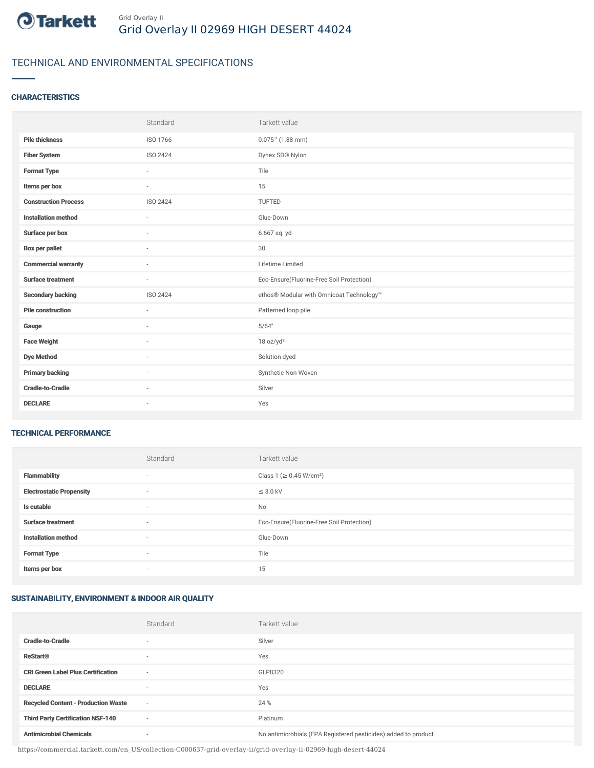Grid Overlay II

# Grid Overlay II 02969 HIGH DESERT 44024

## TECHNICAL AND ENVIRONMENTAL SPECIFICATIONS

### CHARACTERISTICS

| | Standard | Tarkett value |
|---|---|---|
| **Pile thickness** | ISO 1766 | 0.075 " (1.88 mm) |
| **Fiber System** | ISO 2424 | Dynex SD® Nylon |
| **Format Type** | - | Tile |
| **Items per box** | - | 15 |
| **Construction Process** | ISO 2424 | TUFTED |
| **Installation method** | - | Glue-Down |
| **Surface per box** | - | 6.667 sq. yd |
| **Box per pallet** | - | 30 |
| **Commercial warranty** | - | Lifetime Limited |
| **Surface treatment** | - | Eco-Ensure(Fluorine-Free Soil Protection) |
| **Secondary backing** | ISO 2424 | ethos® Modular with Omnicoat Technology™ |
| **Pile construction** | - | Patterned loop pile |
| **Gauge** | - | 5/64" |
| **Face Weight** | - | 18 oz/yd² |
| **Dye Method** | - | Solution dyed |
| **Primary backing** | - | Synthetic Non-Woven |
| **Cradle-to-Cradle** | - | Silver |
| **DECLARE** | - | Yes |

### TECHNICAL PERFORMANCE

| | Standard | Tarkett value |
|---|---|---|
| **Flammability** | - | Class 1 (≥ 0.45 W/cm²) |
| **Electrostatic Propensity** | - | ≤ 3.0 kV |
| **Is cutable** | - | No |
| **Surface treatment** | - | Eco-Ensure(Fluorine-Free Soil Protection) |
| **Installation method** | - | Glue-Down |
| **Format Type** | - | Tile |
| **Items per box** | - | 15 |

### SUSTAINABILITY, ENVIRONMENT & INDOOR AIR QUALITY

| | Standard | Tarkett value |
|---|---|---|
| **Cradle-to-Cradle** | - | Silver |
| **ReStart®** | - | Yes |
| **CRI Green Label Plus Certification** | - | GLP8320 |
| **DECLARE** | - | Yes |
| **Recycled Content - Production Waste** | - | 24 % |
| **Third Party Certification NSF-140** | - | Platinum |
| **Antimicrobial Chemicals** | - | No antimicrobials (EPA Registered pesticides) added to product |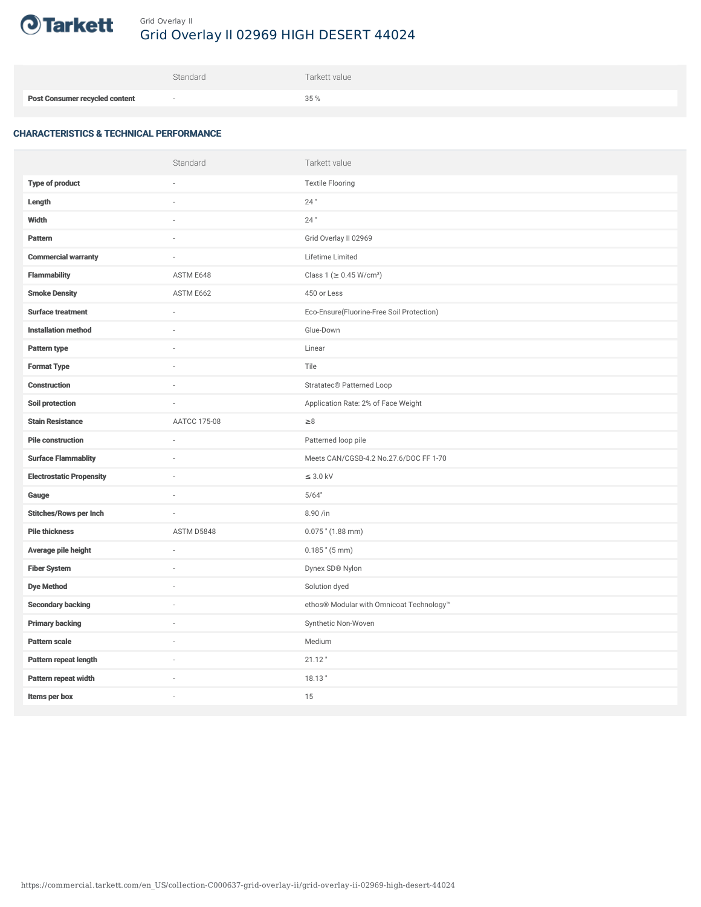Grid Overlay II

# Grid Overlay II 02969 HIGH DESERT 44024

| | Standard | Tarkett value |
|---|---|---|
| **Post Consumer recycled content** | - | 35 % |

## CHARACTERISTICS & TECHNICAL PERFORMANCE

| | Standard | Tarkett value |
|---|---|---|
| **Type of product** | - | Textile Flooring |
| **Length** | - | 24 " |
| **Width** | - | 24 " |
| **Pattern** | - | Grid Overlay II 02969 |
| **Commercial warranty** | - | Lifetime Limited |
| **Flammability** | ASTM E648 | Class 1 (≥ 0.45 W/cm²) |
| **Smoke Density** | ASTM E662 | 450 or Less |
| **Surface treatment** | - | Eco-Ensure(Fluorine-Free Soil Protection) |
| **Installation method** | - | Glue-Down |
| **Pattern type** | - | Linear |
| **Format Type** | - | Tile |
| **Construction** | - | Stratatec® Patterned Loop |
| **Soil protection** | - | Application Rate: 2% of Face Weight |
| **Stain Resistance** | AATCC 175-08 | ≥8 |
| **Pile construction** | - | Patterned loop pile |
| **Surface Flammablity** | - | Meets CAN/CGSB-4.2 No.27.6/DOC FF 1-70 |
| **Electrostatic Propensity** | - | ≤ 3.0 kV |
| **Gauge** | - | 5/64" |
| **Stitches/Rows per Inch** | - | 8.90 /in |
| **Pile thickness** | ASTM D5848 | 0.075 " (1.88 mm) |
| **Average pile height** | - | 0.185 " (5 mm) |
| **Fiber System** | - | Dynex SD® Nylon |
| **Dye Method** | - | Solution dyed |
| **Secondary backing** | - | ethos® Modular with Omnicoat Technology™ |
| **Primary backing** | - | Synthetic Non-Woven |
| **Pattern scale** | - | Medium |
| **Pattern repeat length** | - | 21.12 " |
| **Pattern repeat width** | - | 18.13 " |
| **Items per box** | - | 15 |